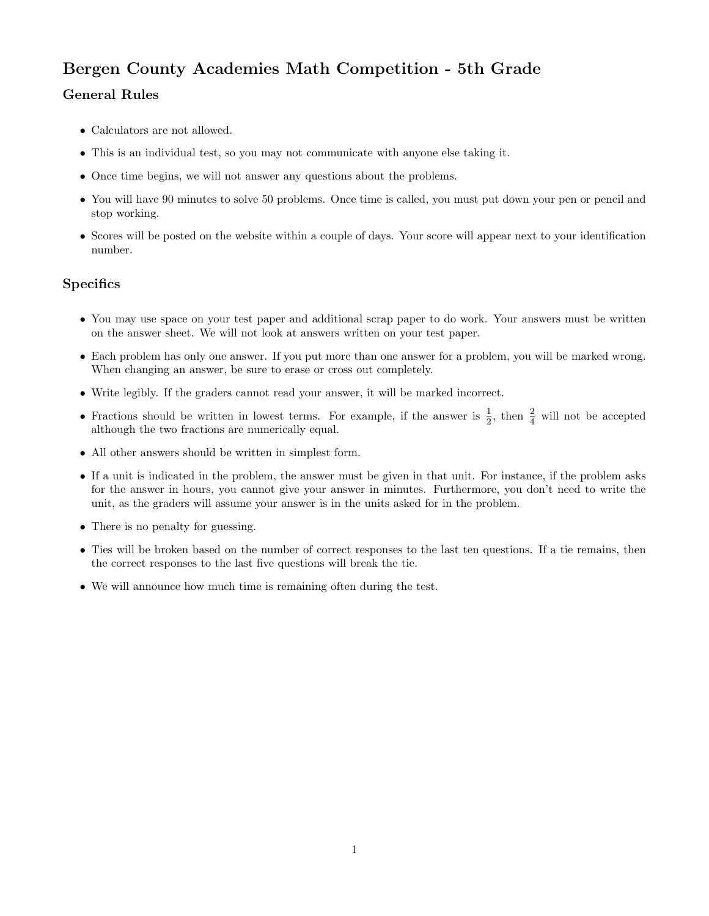# Bergen County Academies Math Competition - 5th Grade

## General Rules

- Calculators are not allowed.
- This is an individual test, so you may not communicate with anyone else taking it.
- Once time begins, we will not answer any questions about the problems.
- You will have 90 minutes to solve 50 problems. Once time is called, you must put down your pen or pencil and stop working.
- Scores will be posted on the website within a couple of days. Your score will appear next to your identification number.

## Specifics

- You may use space on your test paper and additional scrap paper to do work. Your answers must be written on the answer sheet. We will not look at answers written on your test paper.
- Each problem has only one answer. If you put more than one answer for a problem, you will be marked wrong. When changing an answer, be sure to erase or cross out completely.
- Write legibly. If the graders cannot read your answer, it will be marked incorrect.
- Fractions should be written in lowest terms. For example, if the answer is $\frac{1}{2}$, then $\frac{2}{4}$ will not be accepted although the two fractions are numerically equal.
- All other answers should be written in simplest form.
- If a unit is indicated in the problem, the answer must be given in that unit. For instance, if the problem asks for the answer in hours, you cannot give your answer in minutes. Furthermore, you don't need to write the unit, as the graders will assume your answer is in the units asked for in the problem.
- There is no penalty for guessing.
- Ties will be broken based on the number of correct responses to the last ten questions. If a tie remains, then the correct responses to the last five questions will break the tie.
- We will announce how much time is remaining often during the test.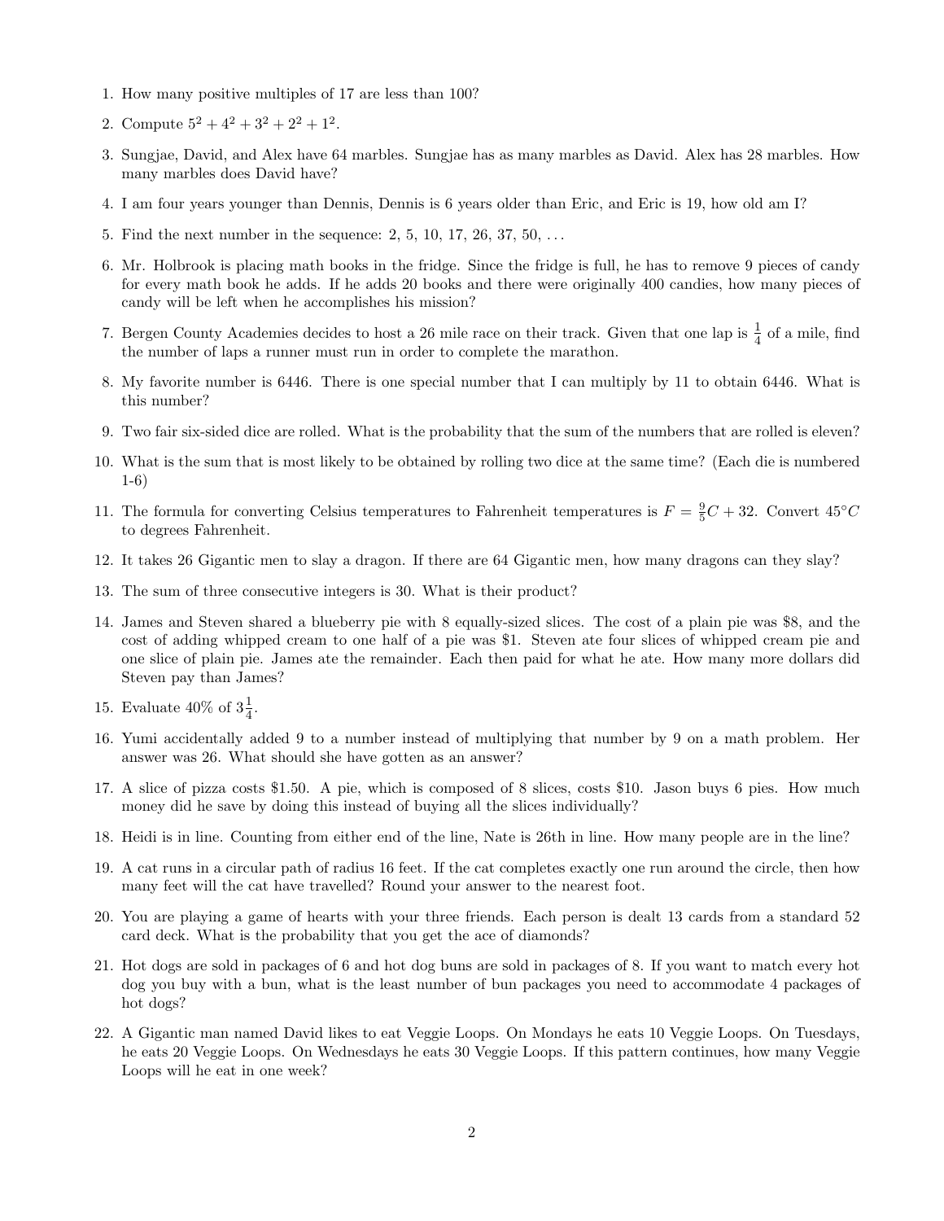1. How many positive multiples of 17 are less than 100?

2. Compute $5^2 + 4^2 + 3^2 + 2^2 + 1^2$.

3. Sungjae, David, and Alex have 64 marbles. Sungjae has as many marbles as David. Alex has 28 marbles. How many marbles does David have?

4. I am four years younger than Dennis, Dennis is 6 years older than Eric, and Eric is 19, how old am I?

5. Find the next number in the sequence: 2, 5, 10, 17, 26, 37, 50, ...

6. Mr. Holbrook is placing math books in the fridge. Since the fridge is full, he has to remove 9 pieces of candy for every math book he adds. If he adds 20 books and there were originally 400 candies, how many pieces of candy will be left when he accomplishes his mission?

7. Bergen County Academies decides to host a 26 mile race on their track. Given that one lap is $\frac{1}{4}$ of a mile, find the number of laps a runner must run in order to complete the marathon.

8. My favorite number is 6446. There is one special number that I can multiply by 11 to obtain 6446. What is this number?

9. Two fair six-sided dice are rolled. What is the probability that the sum of the numbers that are rolled is eleven?

10. What is the sum that is most likely to be obtained by rolling two dice at the same time? (Each die is numbered 1-6)

11. The formula for converting Celsius temperatures to Fahrenheit temperatures is $F = \frac{9}{5}C + 32$. Convert $45°C$ to degrees Fahrenheit.

12. It takes 26 Gigantic men to slay a dragon. If there are 64 Gigantic men, how many dragons can they slay?

13. The sum of three consecutive integers is 30. What is their product?

14. James and Steven shared a blueberry pie with 8 equally-sized slices. The cost of a plain pie was \$8, and the cost of adding whipped cream to one half of a pie was \$1. Steven ate four slices of whipped cream pie and one slice of plain pie. James ate the remainder. Each then paid for what he ate. How many more dollars did Steven pay than James?

15. Evaluate 40% of $3\frac{1}{4}$.

16. Yumi accidentally added 9 to a number instead of multiplying that number by 9 on a math problem. Her answer was 26. What should she have gotten as an answer?

17. A slice of pizza costs \$1.50. A pie, which is composed of 8 slices, costs \$10. Jason buys 6 pies. How much money did he save by doing this instead of buying all the slices individually?

18. Heidi is in line. Counting from either end of the line, Nate is 26th in line. How many people are in the line?

19. A cat runs in a circular path of radius 16 feet. If the cat completes exactly one run around the circle, then how many feet will the cat have travelled? Round your answer to the nearest foot.

20. You are playing a game of hearts with your three friends. Each person is dealt 13 cards from a standard 52 card deck. What is the probability that you get the ace of diamonds?

21. Hot dogs are sold in packages of 6 and hot dog buns are sold in packages of 8. If you want to match every hot dog you buy with a bun, what is the least number of bun packages you need to accommodate 4 packages of hot dogs?

22. A Gigantic man named David likes to eat Veggie Loops. On Mondays he eats 10 Veggie Loops. On Tuesdays, he eats 20 Veggie Loops. On Wednesdays he eats 30 Veggie Loops. If this pattern continues, how many Veggie Loops will he eat in one week?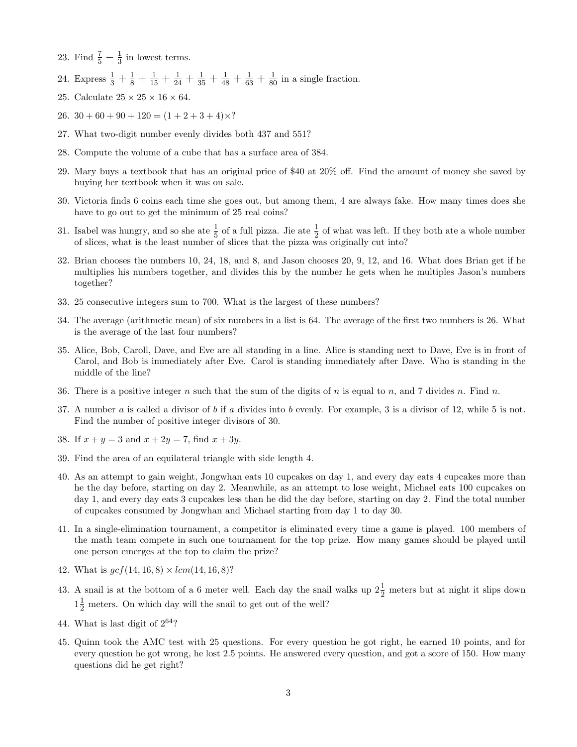23. Find $\frac{7}{5} - \frac{1}{3}$ in lowest terms.

24. Express $\frac{1}{3} + \frac{1}{8} + \frac{1}{15} + \frac{1}{24} + \frac{1}{35} + \frac{1}{48} + \frac{1}{63} + \frac{1}{80}$ in a single fraction.

25. Calculate $25 \times 25 \times 16 \times 64$.

26. $30 + 60 + 90 + 120 = (1 + 2 + 3 + 4) \times ?$

27. What two-digit number evenly divides both 437 and 551?

28. Compute the volume of a cube that has a surface area of 384.

29. Mary buys a textbook that has an original price of \$40 at 20% off. Find the amount of money she saved by buying her textbook when it was on sale.

30. Victoria finds 6 coins each time she goes out, but among them, 4 are always fake. How many times does she have to go out to get the minimum of 25 real coins?

31. Isabel was hungry, and so she ate $\frac{1}{5}$ of a full pizza. Jie ate $\frac{1}{2}$ of what was left. If they both ate a whole number of slices, what is the least number of slices that the pizza was originally cut into?

32. Brian chooses the numbers 10, 24, 18, and 8, and Jason chooses 20, 9, 12, and 16. What does Brian get if he multiplies his numbers together, and divides this by the number he gets when he multiples Jason's numbers together?

33. 25 consecutive integers sum to 700. What is the largest of these numbers?

34. The average (arithmetic mean) of six numbers in a list is 64. The average of the first two numbers is 26. What is the average of the last four numbers?

35. Alice, Bob, Caroll, Dave, and Eve are all standing in a line. Alice is standing next to Dave, Eve is in front of Carol, and Bob is immediately after Eve. Carol is standing immediately after Dave. Who is standing in the middle of the line?

36. There is a positive integer $n$ such that the sum of the digits of $n$ is equal to $n$, and 7 divides $n$. Find $n$.

37. A number $a$ is called a divisor of $b$ if $a$ divides into $b$ evenly. For example, 3 is a divisor of 12, while 5 is not. Find the number of positive integer divisors of 30.

38. If $x + y = 3$ and $x + 2y = 7$, find $x + 3y$.

39. Find the area of an equilateral triangle with side length 4.

40. As an attempt to gain weight, Jongwhan eats 10 cupcakes on day 1, and every day eats 4 cupcakes more than he the day before, starting on day 2. Meanwhile, as an attempt to lose weight, Michael eats 100 cupcakes on day 1, and every day eats 3 cupcakes less than he did the day before, starting on day 2. Find the total number of cupcakes consumed by Jongwhan and Michael starting from day 1 to day 30.

41. In a single-elimination tournament, a competitor is eliminated every time a game is played. 100 members of the math team compete in such one tournament for the top prize. How many games should be played until one person emerges at the top to claim the prize?

42. What is $gcf(14, 16, 8) \times lcm(14, 16, 8)$?

43. A snail is at the bottom of a 6 meter well. Each day the snail walks up $2\frac{1}{2}$ meters but at night it slips down $1\frac{1}{2}$ meters. On which day will the snail to get out of the well?

44. What is last digit of $2^{64}$?

45. Quinn took the AMC test with 25 questions. For every question he got right, he earned 10 points, and for every question he got wrong, he lost 2.5 points. He answered every question, and got a score of 150. How many questions did he get right?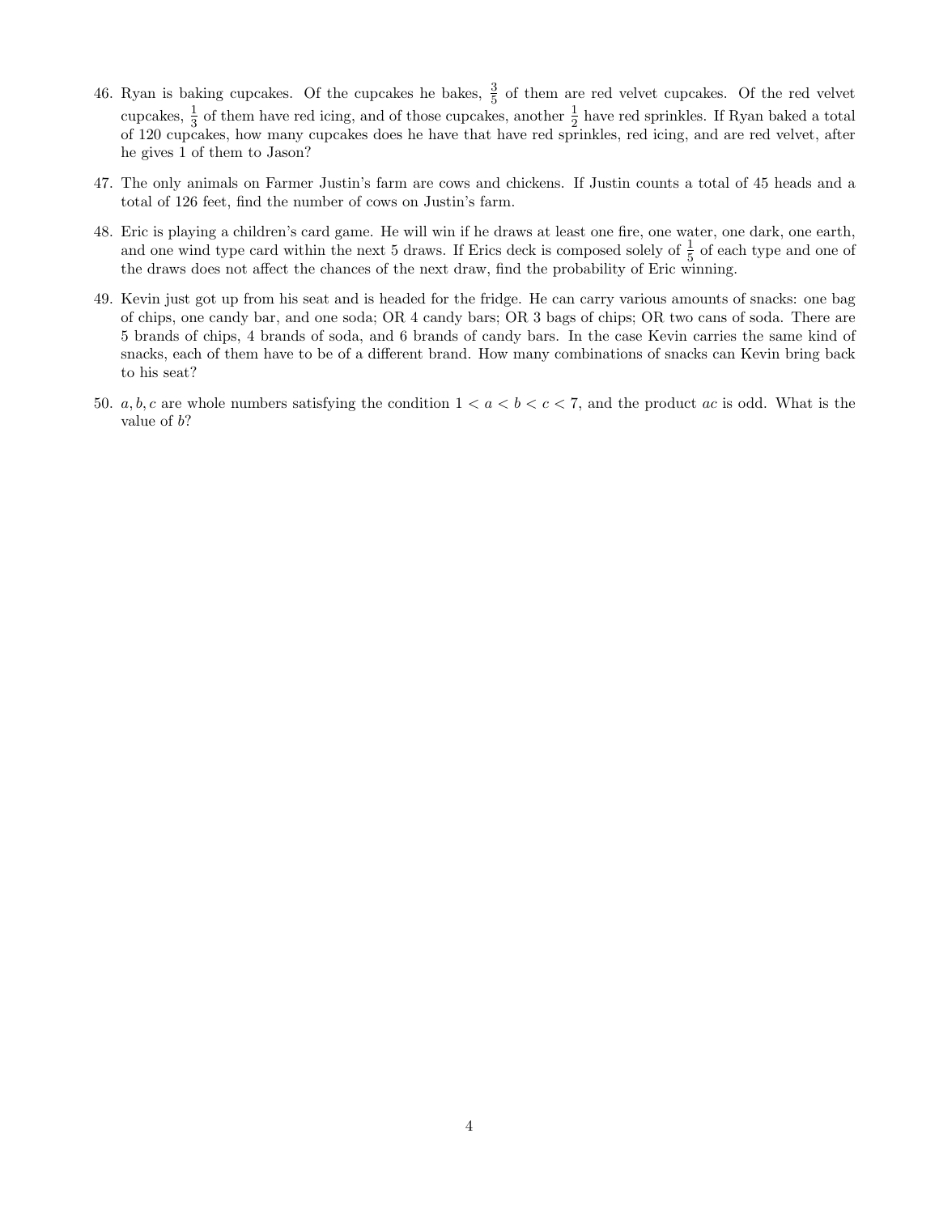46. Ryan is baking cupcakes. Of the cupcakes he bakes, $\frac{3}{5}$ of them are red velvet cupcakes. Of the red velvet cupcakes, $\frac{1}{3}$ of them have red icing, and of those cupcakes, another $\frac{1}{2}$ have red sprinkles. If Ryan baked a total of 120 cupcakes, how many cupcakes does he have that have red sprinkles, red icing, and are red velvet, after he gives 1 of them to Jason?

47. The only animals on Farmer Justin's farm are cows and chickens. If Justin counts a total of 45 heads and a total of 126 feet, find the number of cows on Justin's farm.

48. Eric is playing a children's card game. He will win if he draws at least one fire, one water, one dark, one earth, and one wind type card within the next 5 draws. If Erics deck is composed solely of $\frac{1}{5}$ of each type and one of the draws does not affect the chances of the next draw, find the probability of Eric winning.

49. Kevin just got up from his seat and is headed for the fridge. He can carry various amounts of snacks: one bag of chips, one candy bar, and one soda; OR 4 candy bars; OR 3 bags of chips; OR two cans of soda. There are 5 brands of chips, 4 brands of soda, and 6 brands of candy bars. In the case Kevin carries the same kind of snacks, each of them have to be of a different brand. How many combinations of snacks can Kevin bring back to his seat?

50. $a, b, c$ are whole numbers satisfying the condition $1 < a < b < c < 7$, and the product $ac$ is odd. What is the value of $b$?